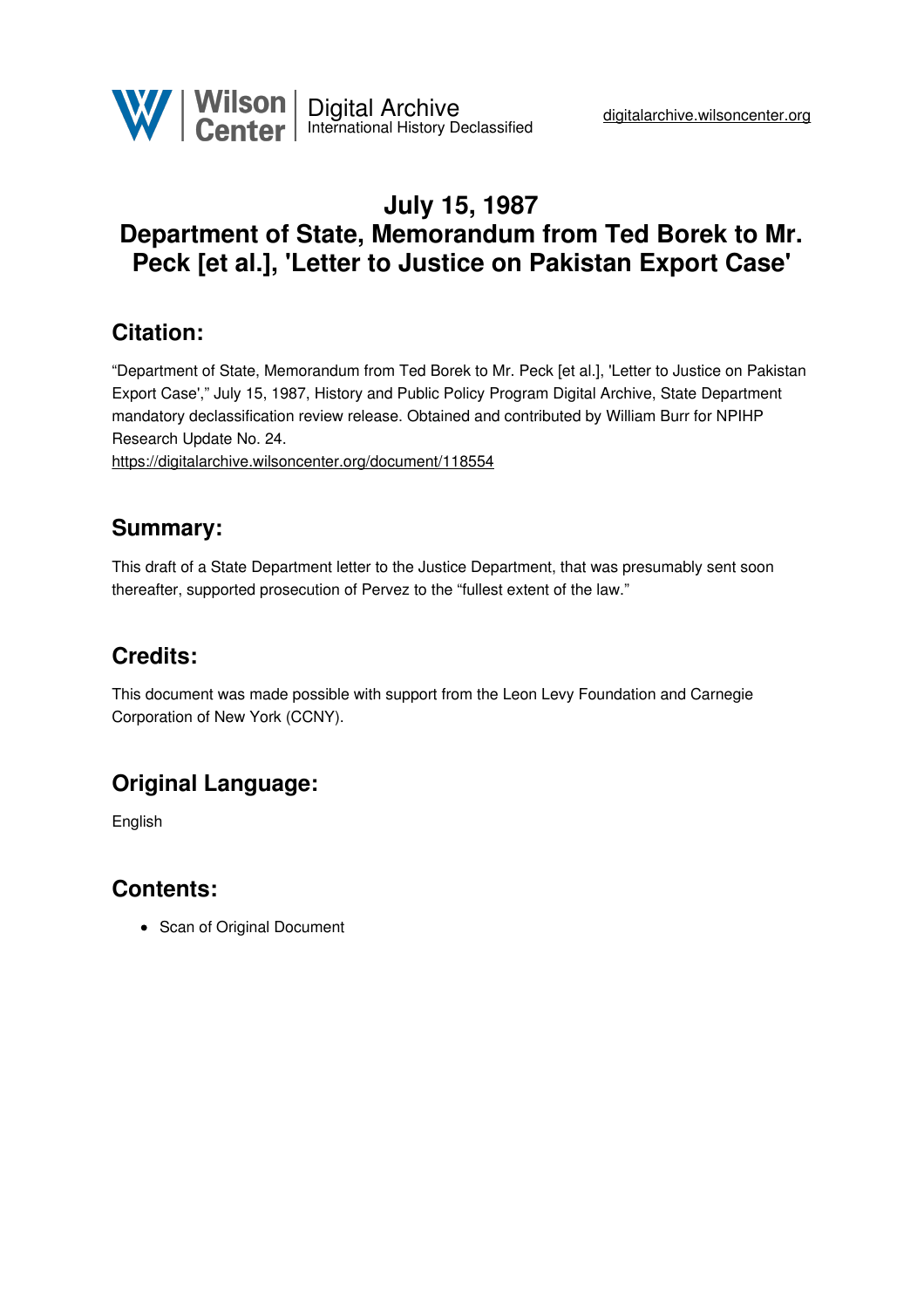# July 15, 1987
# Department of State, Memorandum from Ted Borek to Mr. Peck [et al.], 'Letter to Justice on Pakistan Export Case'

## Citation:

"Department of State, Memorandum from Ted Borek to Mr. Peck [et al.], 'Letter to Justice on Pakistan Export Case'," July 15, 1987, History and Public Policy Program Digital Archive, State Department mandatory declassification review release. Obtained and contributed by William Burr for NPIHP Research Update No. 24.
https://digitalarchive.wilsoncenter.org/document/118554

## Summary:

This draft of a State Department letter to the Justice Department, that was presumably sent soon thereafter, supported prosecution of Pervez to the "fullest extent of the law."

## Credits:

This document was made possible with support from the Leon Levy Foundation and Carnegie Corporation of New York (CCNY).

## Original Language:

English

## Contents:

- Scan of Original Document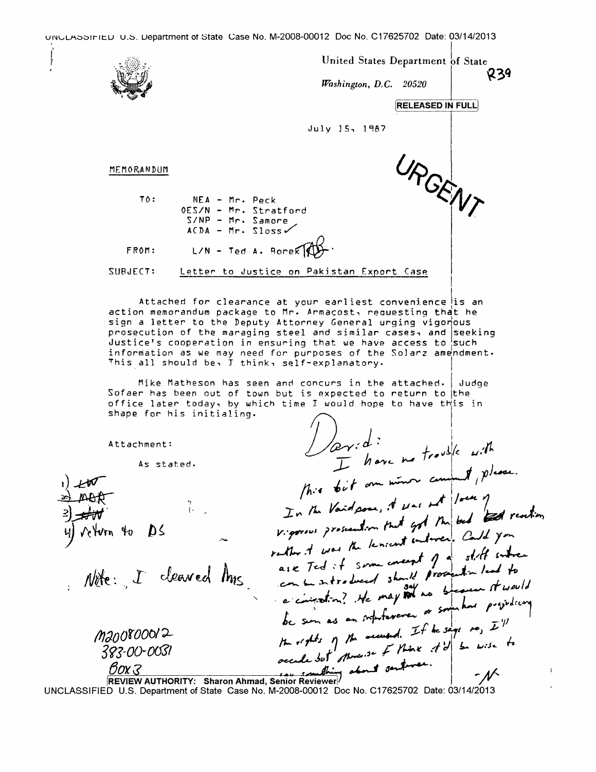United States Department of State

Washington, D.C. 20520

R39

RELEASED IN FULL

July 15, 1987

URGENT

MEMORANDUM

TO: NEA - Mr. Peck
OES/N - Mr. Stratford
S/NP - Mr. Samore
ACDA - Mr. Sloss ✓

FROM: L/N - Ted A. Borek TAB

SUBJECT: Letter to Justice on Pakistan Export Case

Attached for clearance at your earliest convenience is an action memorandum package to Mr. Armacost, requesting that he sign a letter to the Deputy Attorney General urging vigorous prosecution of the maraging steel and similar cases, and seeking Justice's cooperation in ensuring that we have access to such information as we may need for purposes of the Solarz amendment. This all should be, I think, self-explanatory.

Mike Matheson has seen and concurs in the attached. Judge Sofaer has been out of town but is expected to return to the office later today, by which time I would hope to have this in shape for his initialing.

Attachment:

As stated.

1) ~~LW~~
~~2) MBR~~
3) ~~WW~~
4) return to DS

Note: I cleared this.

David:
I have no trouble with this but one minor comment, please. In the Vaid case, it was not lack of vigorous prosecution that got the bad reaction rather it was the lenient sentence. Could you ask Ted if some concept of a stiff sentence can be introduced should prosecution lead to a conviction? He may say no because it would be seen as an interference or somehow prejudicing the rights of the accused. If he says no, I'll accede but otherwise I think it'd be wise to say something about sentence.
-N

M200800012
383-00-0031
Box 3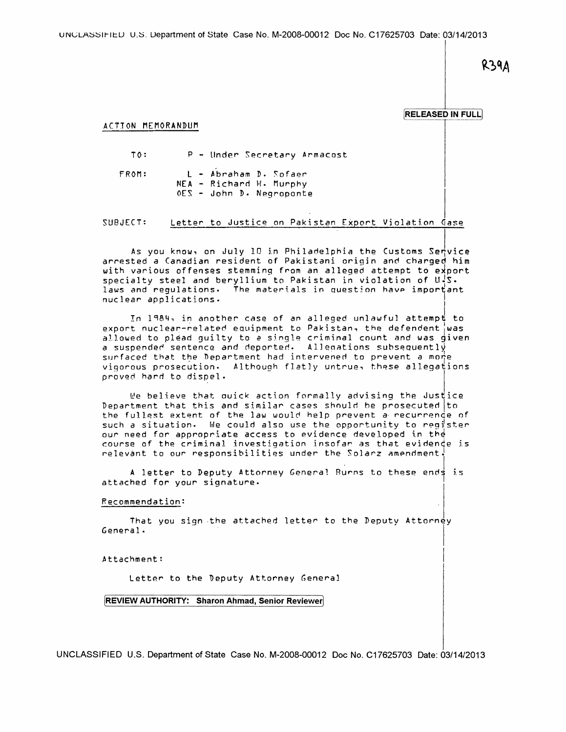R39A

RELEASED IN FULL

ACTION MEMORANDUM

TO: P - Under Secretary Armacost

FROM: L - Abraham D. Sofaer
NEA - Richard W. Murphy
OES - John D. Negroponte

SUBJECT: Letter to Justice on Pakistan Export Violation Case

As you know, on July 10 in Philadelphia the Customs Service arrested a Canadian resident of Pakistani origin and charged him with various offenses stemming from an alleged attempt to export specialty steel and beryllium to Pakistan in violation of U.S. laws and regulations. The materials in question have important nuclear applications.

In 1984, in another case of an alleged unlawful attempt to export nuclear-related equipment to Pakistan, the defendent was allowed to plead guilty to a single criminal count and was given a suspended sentence and deported. Allegations subsequently surfaced that the Department had intervened to prevent a more vigorous prosecution. Although flatly untrue, these allegations proved hard to dispel.

We believe that quick action formally advising the Justice Department that this and similar cases should be prosecuted to the fullest extent of the law would help prevent a recurrence of such a situation. We could also use the opportunity to register our need for appropriate access to evidence developed in the course of the criminal investigation insofar as that evidence is relevant to our responsibilities under the Solarz amendment.

A letter to Deputy Attorney General Burns to these ends is attached for your signature.

Recommendation:

That you sign the attached letter to the Deputy Attorney General.

Attachment:

Letter to the Deputy Attorney General

REVIEW AUTHORITY: Sharon Ahmad, Senior Reviewer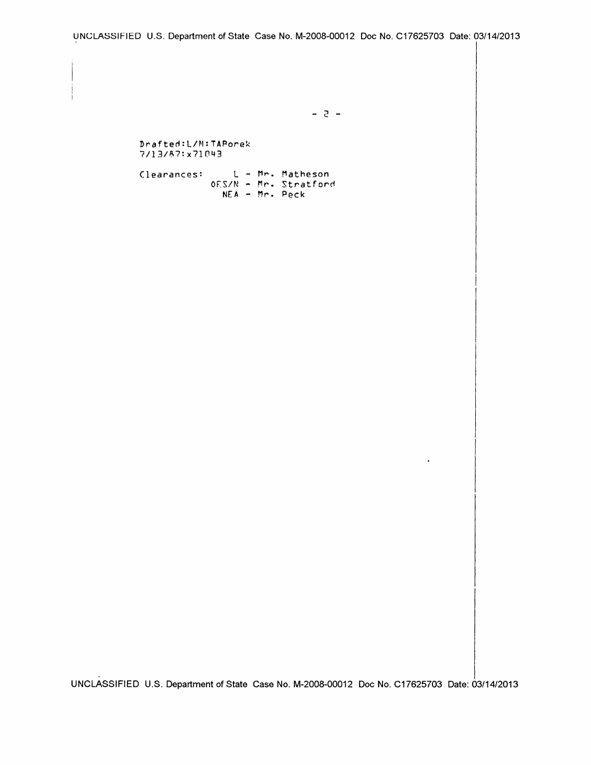Drafted:L/N:TAPorek
7/13/87:x71043

Clearances: L - Mr. Matheson
OES/N - Mr. Stratford
NEA - Mr. Peck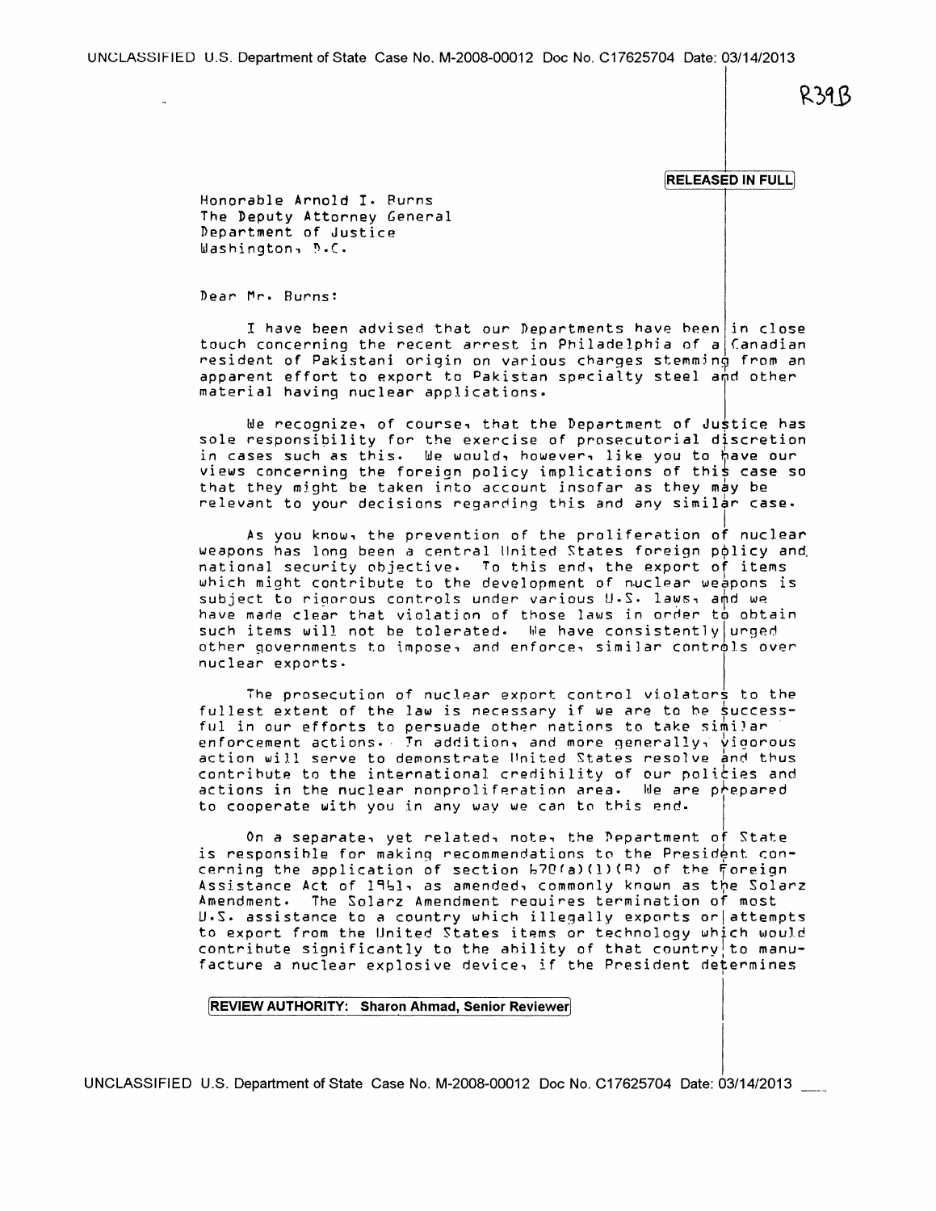R39B

RELEASED IN FULL

Honorable Arnold I. Burns
The Deputy Attorney General
Department of Justice
Washington, D.C.

Dear Mr. Burns:

I have been advised that our Departments have been in close touch concerning the recent arrest in Philadelphia of a Canadian resident of Pakistani origin on various charges stemming from an apparent effort to export to Pakistan specialty steel and other material having nuclear applications.

We recognize, of course, that the Department of Justice has sole responsibility for the exercise of prosecutorial discretion in cases such as this. We would, however, like you to have our views concerning the foreign policy implications of this case so that they might be taken into account insofar as they may be relevant to your decisions regarding this and any similar case.

As you know, the prevention of the proliferation of nuclear weapons has long been a central United States foreign policy and national security objective. To this end, the export of items which might contribute to the development of nuclear weapons is subject to rigorous controls under various U.S. laws, and we have made clear that violation of those laws in order to obtain such items will not be tolerated. We have consistently urged other governments to impose, and enforce, similar controls over nuclear exports.

The prosecution of nuclear export control violators to the fullest extent of the law is necessary if we are to be successful in our efforts to persuade other nations to take similar enforcement actions. In addition, and more generally, vigorous action will serve to demonstrate United States resolve and thus contribute to the international credibility of our policies and actions in the nuclear nonproliferation area. We are prepared to cooperate with you in any way we can to this end.

On a separate, yet related, note, the Department of State is responsible for making recommendations to the President concerning the application of section 670(a)(1)(B) of the Foreign Assistance Act of 1961, as amended, commonly known as the Solarz Amendment. The Solarz Amendment requires termination of most U.S. assistance to a country which illegally exports or attempts to export from the United States items or technology which would contribute significantly to the ability of that country to manufacture a nuclear explosive device, if the President determines

REVIEW AUTHORITY: Sharon Ahmad, Senior Reviewer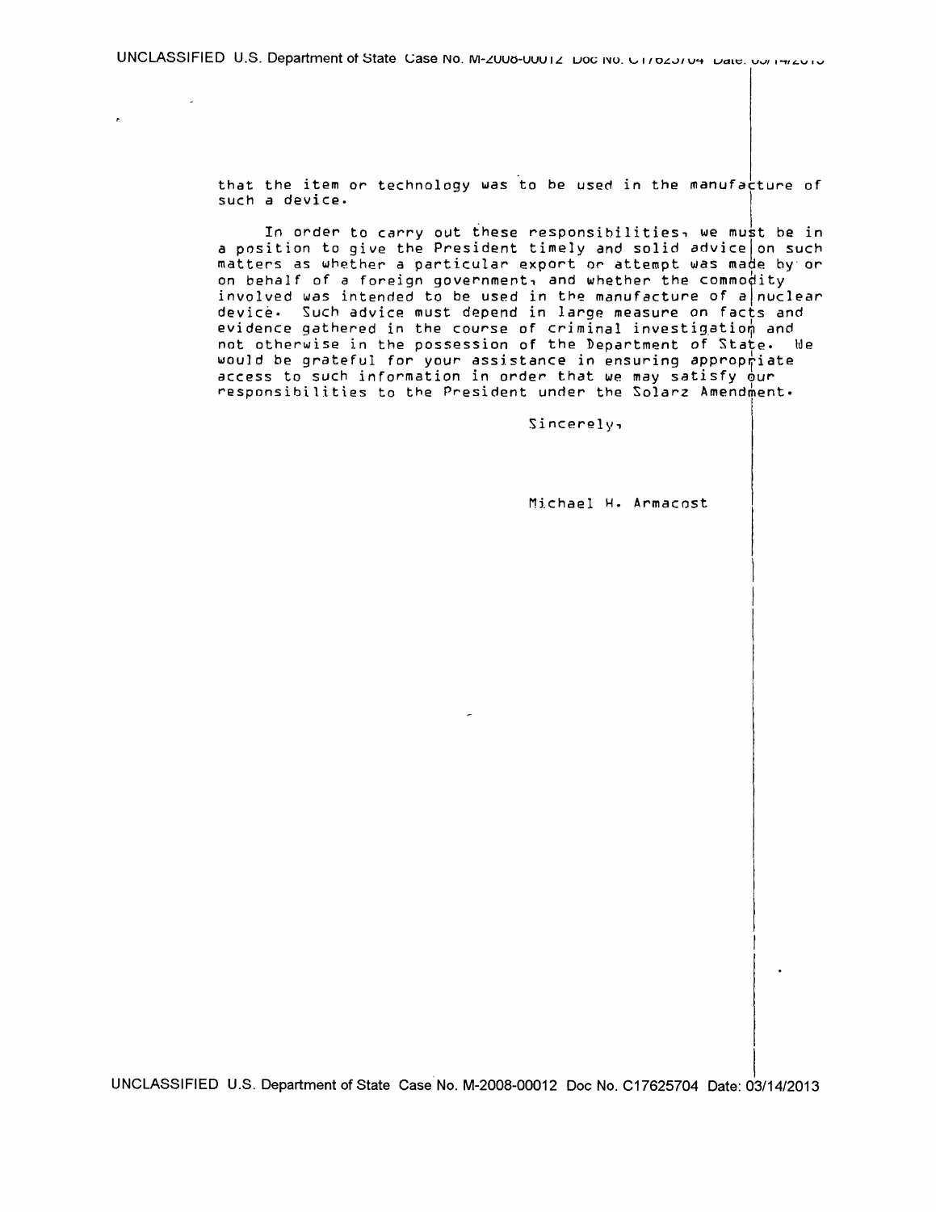that the item or technology was to be used in the manufacture of such a device.

In order to carry out these responsibilities, we must be in a position to give the President timely and solid advice on such matters as whether a particular export or attempt was made by or on behalf of a foreign government, and whether the commodity involved was intended to be used in the manufacture of a nuclear device. Such advice must depend in large measure on facts and evidence gathered in the course of criminal investigation and not otherwise in the possession of the Department of State. We would be grateful for your assistance in ensuring appropriate access to such information in order that we may satisfy our responsibilities to the President under the Solarz Amendment.

Sincerely,

Michael H. Armacost